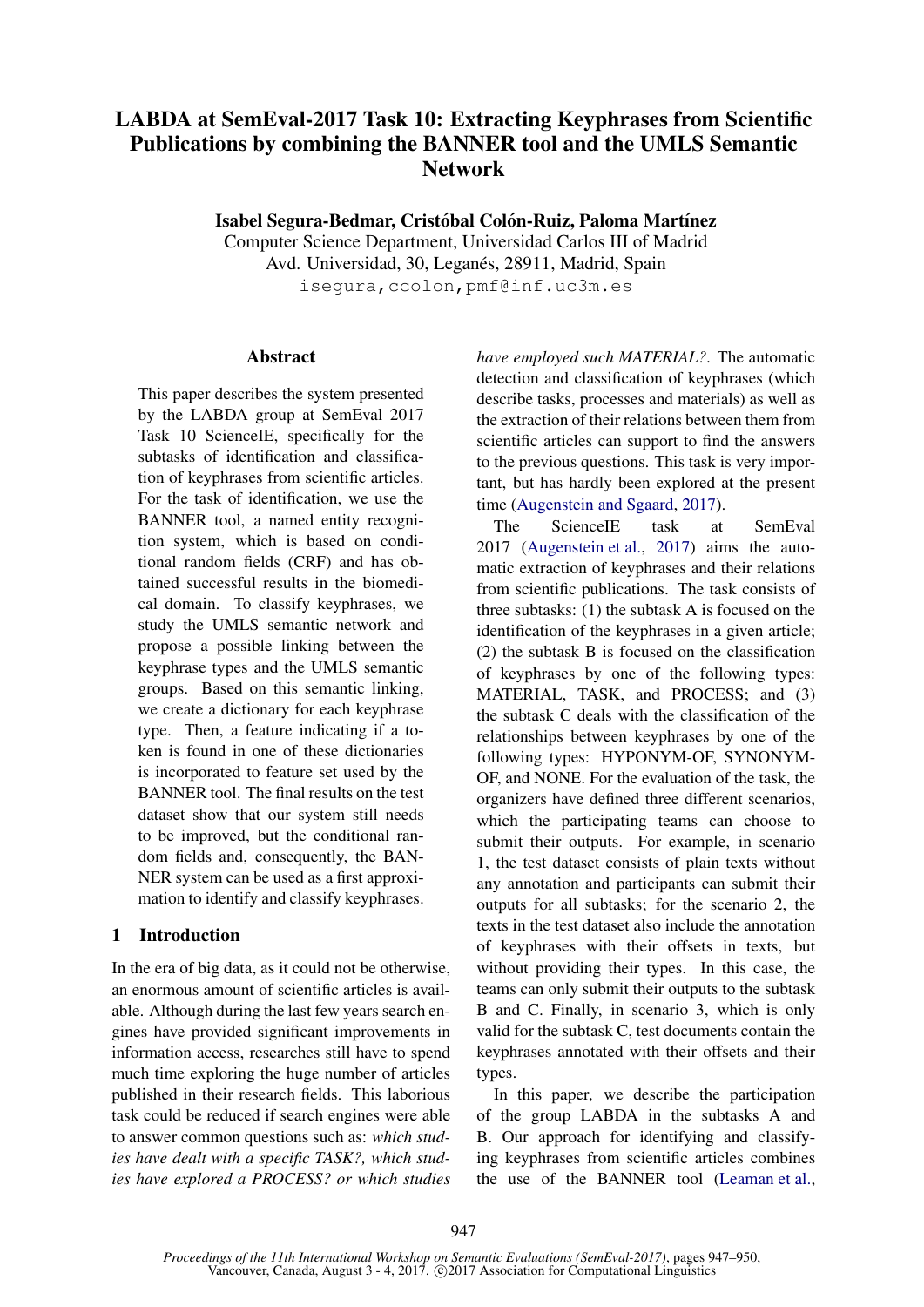# LABDA at SemEval-2017 Task 10: Extracting Keyphrases from Scientific Publications by combining the BANNER tool and the UMLS Semantic Network

**Isabel Segura-Bedmar, Cristóbal Colón-Ruiz, Paloma Martínez**
Computer Science Department, Universidad Carlos III of Madrid
Avd. Universidad, 30, Leganés, 28911, Madrid, Spain
isegura,ccolon,pmf@inf.uc3m.es

## Abstract

This paper describes the system presented by the LABDA group at SemEval 2017 Task 10 ScienceIE, specifically for the subtasks of identification and classification of keyphrases from scientific articles. For the task of identification, we use the BANNER tool, a named entity recognition system, which is based on conditional random fields (CRF) and has obtained successful results in the biomedical domain. To classify keyphrases, we study the UMLS semantic network and propose a possible linking between the keyphrase types and the UMLS semantic groups. Based on this semantic linking, we create a dictionary for each keyphrase type. Then, a feature indicating if a token is found in one of these dictionaries is incorporated to feature set used by the BANNER tool. The final results on the test dataset show that our system still needs to be improved, but the conditional random fields and, consequently, the BANNER system can be used as a first approximation to identify and classify keyphrases.

## 1 Introduction

In the era of big data, as it could not be otherwise, an enormous amount of scientific articles is available. Although during the last few years search engines have provided significant improvements in information access, researches still have to spend much time exploring the huge number of articles published in their research fields. This laborious task could be reduced if search engines were able to answer common questions such as: *which studies have dealt with a specific TASK?, which studies have explored a PROCESS? or which studies have employed such MATERIAL?*. The automatic detection and classification of keyphrases (which describe tasks, processes and materials) as well as the extraction of their relations between them from scientific articles can support to find the answers to the previous questions. This task is very important, but has hardly been explored at the present time (Augenstein and Sgaard, 2017).

The ScienceIE task at SemEval 2017 (Augenstein et al., 2017) aims the automatic extraction of keyphrases and their relations from scientific publications. The task consists of three subtasks: (1) the subtask A is focused on the identification of the keyphrases in a given article; (2) the subtask B is focused on the classification of keyphrases by one of the following types: MATERIAL, TASK, and PROCESS; and (3) the subtask C deals with the classification of the relationships between keyphrases by one of the following types: HYPONYM-OF, SYNONYM-OF, and NONE. For the evaluation of the task, the organizers have defined three different scenarios, which the participating teams can choose to submit their outputs. For example, in scenario 1, the test dataset consists of plain texts without any annotation and participants can submit their outputs for all subtasks; for the scenario 2, the texts in the test dataset also include the annotation of keyphrases with their offsets in texts, but without providing their types. In this case, the teams can only submit their outputs to the subtask B and C. Finally, in scenario 3, which is only valid for the subtask C, test documents contain the keyphrases annotated with their offsets and their types.

In this paper, we describe the participation of the group LABDA in the subtasks A and B. Our approach for identifying and classifying keyphrases from scientific articles combines the use of the BANNER tool (Leaman et al.,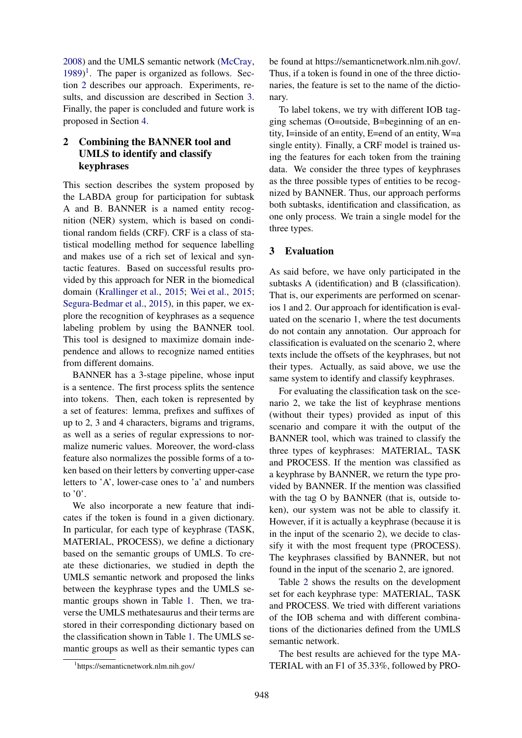2008) and the UMLS semantic network (McCray, 1989)[1]. The paper is organized as follows. Section 2 describes our approach. Experiments, results, and discussion are described in Section 3. Finally, the paper is concluded and future work is proposed in Section 4.

## 2 Combining the BANNER tool and UMLS to identify and classify keyphrases

This section describes the system proposed by the LABDA group for participation for subtask A and B. BANNER is a named entity recognition (NER) system, which is based on conditional random fields (CRF). CRF is a class of statistical modelling method for sequence labelling and makes use of a rich set of lexical and syntactic features. Based on successful results provided by this approach for NER in the biomedical domain (Krallinger et al., 2015; Wei et al., 2015; Segura-Bedmar et al., 2015), in this paper, we explore the recognition of keyphrases as a sequence labeling problem by using the BANNER tool. This tool is designed to maximize domain independence and allows to recognize named entities from different domains.

BANNER has a 3-stage pipeline, whose input is a sentence. The first process splits the sentence into tokens. Then, each token is represented by a set of features: lemma, prefixes and suffixes of up to 2, 3 and 4 characters, bigrams and trigrams, as well as a series of regular expressions to normalize numeric values. Moreover, the word-class feature also normalizes the possible forms of a token based on their letters by converting upper-case letters to 'A', lower-case ones to 'a' and numbers to '0'.

We also incorporate a new feature that indicates if the token is found in a given dictionary. In particular, for each type of keyphrase (TASK, MATERIAL, PROCESS), we define a dictionary based on the semantic groups of UMLS. To create these dictionaries, we studied in depth the UMLS semantic network and proposed the links between the keyphrase types and the UMLS semantic groups shown in Table 1. Then, we traverse the UMLS methathesaurus and their terms are stored in their corresponding dictionary based on the classification shown in Table 1. The UMLS semantic groups as well as their semantic types can be found at https://semanticnetwork.nlm.nih.gov/. Thus, if a token is found in one of the three dictionaries, the feature is set to the name of the dictionary.

To label tokens, we try with different IOB tagging schemas (O=outside, B=beginning of an entity, I=inside of an entity, E=end of an entity, W=a single entity). Finally, a CRF model is trained using the features for each token from the training data. We consider the three types of keyphrases as the three possible types of entities to be recognized by BANNER. Thus, our approach performs both subtasks, identification and classification, as one only process. We train a single model for the three types.

## 3 Evaluation

As said before, we have only participated in the subtasks A (identification) and B (classification). That is, our experiments are performed on scenarios 1 and 2. Our approach for identification is evaluated on the scenario 1, where the test documents do not contain any annotation. Our approach for classification is evaluated on the scenario 2, where texts include the offsets of the keyphrases, but not their types. Actually, as said above, we use the same system to identify and classify keyphrases.

For evaluating the classification task on the scenario 2, we take the list of keyphrase mentions (without their types) provided as input of this scenario and compare it with the output of the BANNER tool, which was trained to classify the three types of keyphrases: MATERIAL, TASK and PROCESS. If the mention was classified as a keyphrase by BANNER, we return the type provided by BANNER. If the mention was classified with the tag O by BANNER (that is, outside token), our system was not be able to classify it. However, if it is actually a keyphrase (because it is in the input of the scenario 2), we decide to classify it with the most frequent type (PROCESS). The keyphrases classified by BANNER, but not found in the input of the scenario 2, are ignored.

Table 2 shows the results on the development set for each keyphrase type: MATERIAL, TASK and PROCESS. We tried with different variations of the IOB schema and with different combinations of the dictionaries defined from the UMLS semantic network.

The best results are achieved for the type MATERIAL with an F1 of 35.33%, followed by PRO-

[1] https://semanticnetwork.nlm.nih.gov/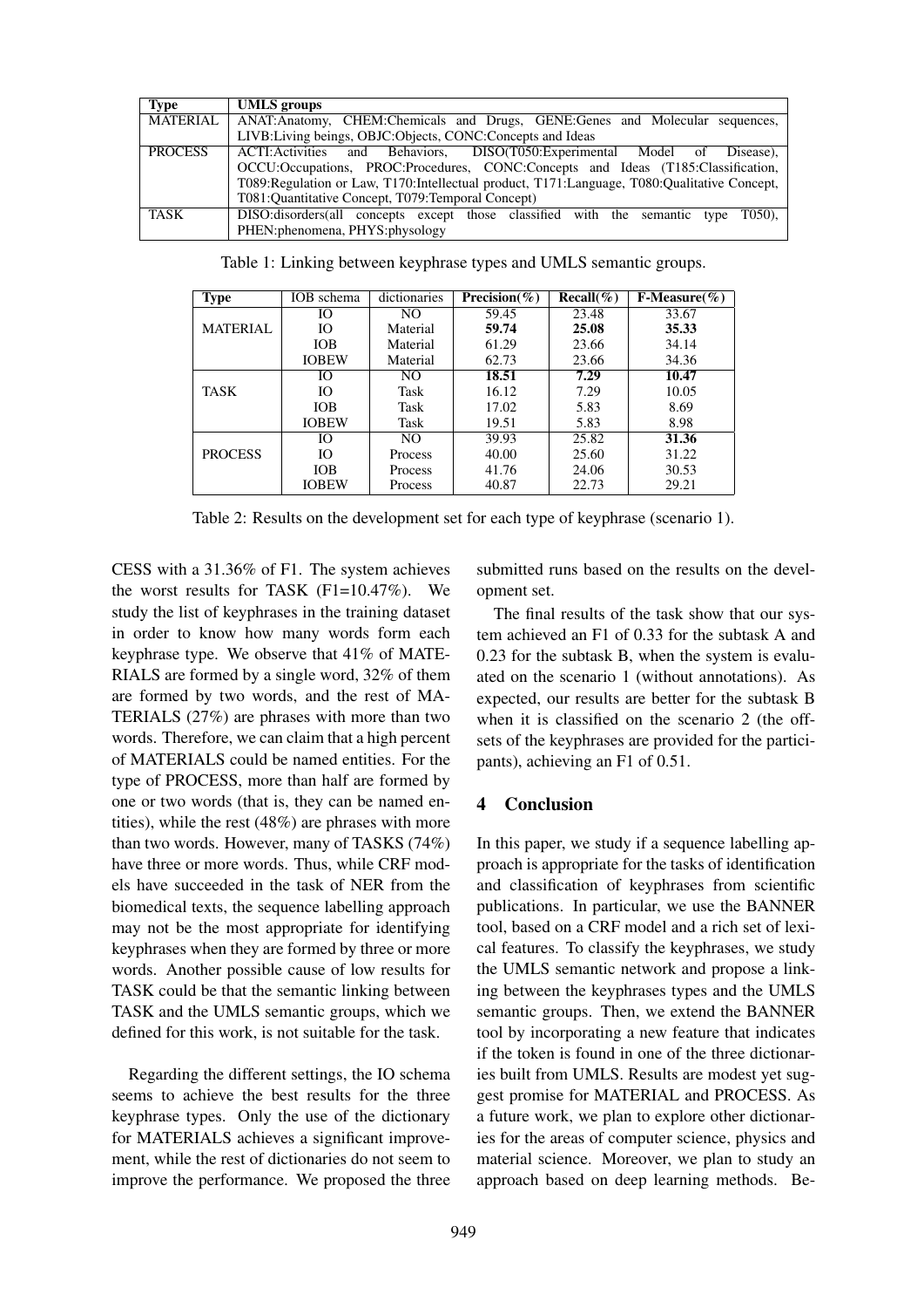| Type | UMLS groups |
|---|---|
| MATERIAL | ANAT:Anatomy, CHEM:Chemicals and Drugs, GENE:Genes and Molecular sequences, LIVB:Living beings, OBJC:Objects, CONC:Concepts and Ideas |
| PROCESS | ACTI:Activities and Behaviors, DISO(T050:Experimental Model of Disease), OCCU:Occupations, PROC:Procedures, CONC:Concepts and Ideas (T185:Classification, T089:Regulation or Law, T170:Intellectual product, T171:Language, T080:Qualitative Concept, T081:Quantitative Concept, T079:Temporal Concept) |
| TASK | DISO:disorders(all concepts except those classified with the semantic type T050), PHEN:phenomena, PHYS:physology |

Table 1: Linking between keyphrase types and UMLS semantic groups.

| Type | IOB schema | dictionaries | Precision(%) | Recall(%) | F-Measure(%) |
|---|---|---|---|---|---|
| | IO | NO | 59.45 | 23.48 | 33.67 |
| MATERIAL | IO | Material | **59.74** | **25.08** | **35.33** |
| | IOB | Material | 61.29 | 23.66 | 34.14 |
| | IOBEW | Material | 62.73 | 23.66 | 34.36 |
| | IO | NO | **18.51** | **7.29** | **10.47** |
| TASK | IO | Task | 16.12 | 7.29 | 10.05 |
| | IOB | Task | 17.02 | 5.83 | 8.69 |
| | IOBEW | Task | 19.51 | 5.83 | 8.98 |
| | IO | NO | 39.93 | 25.82 | **31.36** |
| PROCESS | IO | Process | 40.00 | 25.60 | 31.22 |
| | IOB | Process | 41.76 | 24.06 | 30.53 |
| | IOBEW | Process | 40.87 | 22.73 | 29.21 |

Table 2: Results on the development set for each type of keyphrase (scenario 1).

CESS with a 31.36% of F1. The system achieves the worst results for TASK (F1=10.47%). We study the list of keyphrases in the training dataset in order to know how many words form each keyphrase type. We observe that 41% of MATERIALS are formed by a single word, 32% of them are formed by two words, and the rest of MATERIALS (27%) are phrases with more than two words. Therefore, we can claim that a high percent of MATERIALS could be named entities. For the type of PROCESS, more than half are formed by one or two words (that is, they can be named entities), while the rest (48%) are phrases with more than two words. However, many of TASKS (74%) have three or more words. Thus, while CRF models have succeeded in the task of NER from the biomedical texts, the sequence labelling approach may not be the most appropriate for identifying keyphrases when they are formed by three or more words. Another possible cause of low results for TASK could be that the semantic linking between TASK and the UMLS semantic groups, which we defined for this work, is not suitable for the task.

Regarding the different settings, the IO schema seems to achieve the best results for the three keyphrase types. Only the use of the dictionary for MATERIALS achieves a significant improvement, while the rest of dictionaries do not seem to improve the performance. We proposed the three submitted runs based on the results on the development set.

The final results of the task show that our system achieved an F1 of 0.33 for the subtask A and 0.23 for the subtask B, when the system is evaluated on the scenario 1 (without annotations). As expected, our results are better for the subtask B when it is classified on the scenario 2 (the offsets of the keyphrases are provided for the participants), achieving an F1 of 0.51.

## 4 Conclusion

In this paper, we study if a sequence labelling approach is appropriate for the tasks of identification and classification of keyphrases from scientific publications. In particular, we use the BANNER tool, based on a CRF model and a rich set of lexical features. To classify the keyphrases, we study the UMLS semantic network and propose a linking between the keyphrases types and the UMLS semantic groups. Then, we extend the BANNER tool by incorporating a new feature that indicates if the token is found in one of the three dictionaries built from UMLS. Results are modest yet suggest promise for MATERIAL and PROCESS. As a future work, we plan to explore other dictionaries for the areas of computer science, physics and material science. Moreover, we plan to study an approach based on deep learning methods. Be-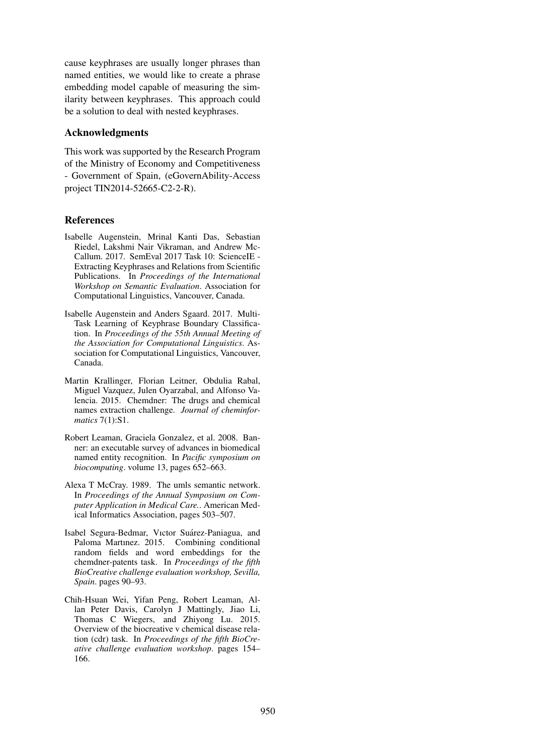cause keyphrases are usually longer phrases than named entities, we would like to create a phrase embedding model capable of measuring the similarity between keyphrases. This approach could be a solution to deal with nested keyphrases.

## Acknowledgments

This work was supported by the Research Program of the Ministry of Economy and Competitiveness - Government of Spain, (eGovernAbility-Access project TIN2014-52665-C2-2-R).

## References

Isabelle Augenstein, Mrinal Kanti Das, Sebastian Riedel, Lakshmi Nair Vikraman, and Andrew McCallum. 2017. SemEval 2017 Task 10: ScienceIE - Extracting Keyphrases and Relations from Scientific Publications. In *Proceedings of the International Workshop on Semantic Evaluation*. Association for Computational Linguistics, Vancouver, Canada.

Isabelle Augenstein and Anders Sgaard. 2017. Multi-Task Learning of Keyphrase Boundary Classification. In *Proceedings of the 55th Annual Meeting of the Association for Computational Linguistics*. Association for Computational Linguistics, Vancouver, Canada.

Martin Krallinger, Florian Leitner, Obdulia Rabal, Miguel Vazquez, Julen Oyarzabal, and Alfonso Valencia. 2015. Chemdner: The drugs and chemical names extraction challenge. *Journal of cheminformatics* 7(1):S1.

Robert Leaman, Graciela Gonzalez, et al. 2008. Banner: an executable survey of advances in biomedical named entity recognition. In *Pacific symposium on biocomputing*. volume 13, pages 652–663.

Alexa T McCray. 1989. The umls semantic network. In *Proceedings of the Annual Symposium on Computer Application in Medical Care.*. American Medical Informatics Association, pages 503–507.

Isabel Segura-Bedmar, Vıctor Suárez-Paniagua, and Paloma Martınez. 2015. Combining conditional random fields and word embeddings for the chemdner-patents task. In *Proceedings of the fifth BioCreative challenge evaluation workshop, Sevilla, Spain*. pages 90–93.

Chih-Hsuan Wei, Yifan Peng, Robert Leaman, Allan Peter Davis, Carolyn J Mattingly, Jiao Li, Thomas C Wiegers, and Zhiyong Lu. 2015. Overview of the biocreative v chemical disease relation (cdr) task. In *Proceedings of the fifth BioCreative challenge evaluation workshop*. pages 154–166.